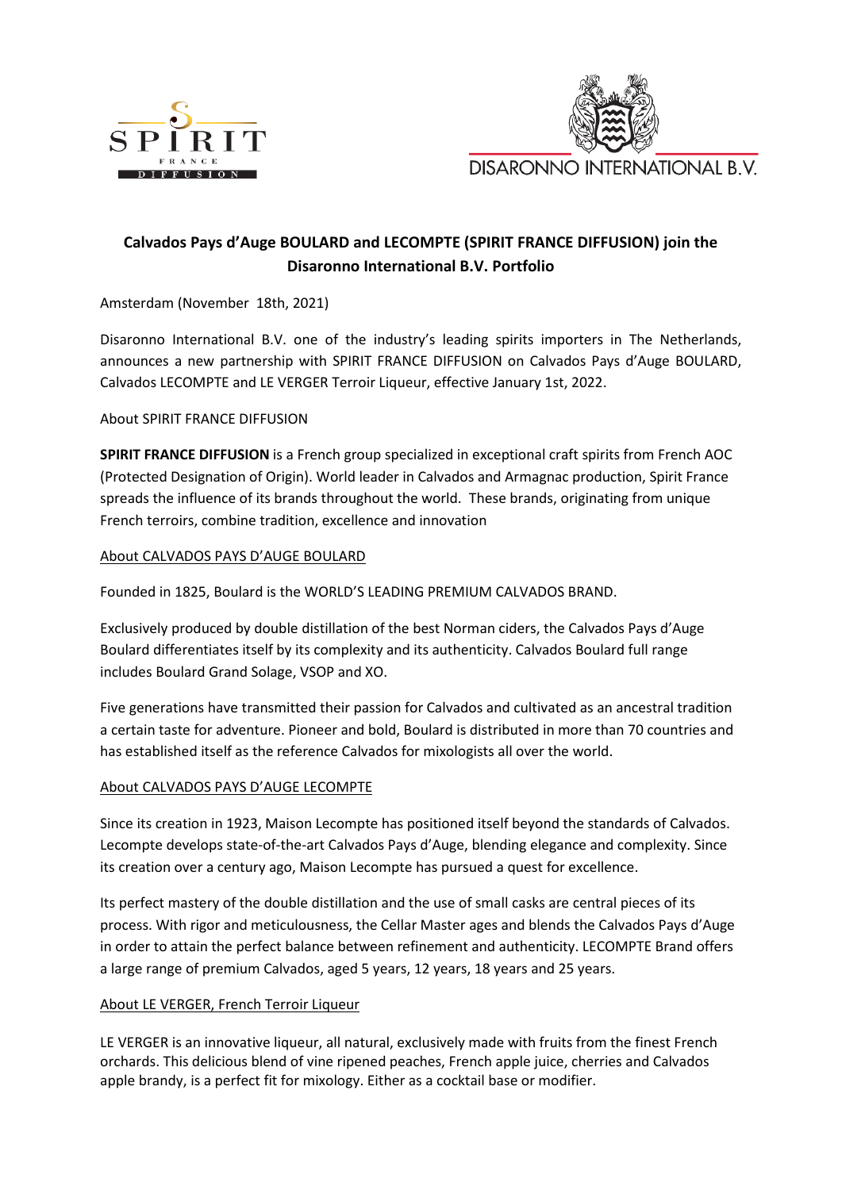# Calvados Pays d'Auge BOULARD and LECOMPTE (SPIRIT FRANCE DIFFUSION) join the Disaronno International B.V. Portfolio

Amsterdam (November 18th, 2021)

Disaronno International B.V. one of the industry's leading spirits importers in The Netherlands, announces a new partnership with SPIRIT FRANCE DIFFUSION on Calvados Pays d'Auge BOULARD, Calvados LECOMPTE and LE VERGER Terroir Liqueur, effective January 1st, 2022.

About SPIRIT FRANCE DIFFUSION

**SPIRIT FRANCE DIFFUSION** is a French group specialized in exceptional craft spirits from French AOC (Protected Designation of Origin). World leader in Calvados and Armagnac production, Spirit France spreads the influence of its brands throughout the world. These brands, originating from unique French terroirs, combine tradition, excellence and innovation

<u>About CALVADOS PAYS D'AUGE BOULARD</u>

Founded in 1825, Boulard is the WORLD'S LEADING PREMIUM CALVADOS BRAND.

Exclusively produced by double distillation of the best Norman ciders, the Calvados Pays d'Auge Boulard differentiates itself by its complexity and its authenticity. Calvados Boulard full range includes Boulard Grand Solage, VSOP and XO.

Five generations have transmitted their passion for Calvados and cultivated as an ancestral tradition a certain taste for adventure. Pioneer and bold, Boulard is distributed in more than 70 countries and has established itself as the reference Calvados for mixologists all over the world.

<u>About CALVADOS PAYS D'AUGE LECOMPTE</u>

Since its creation in 1923, Maison Lecompte has positioned itself beyond the standards of Calvados. Lecompte develops state-of-the-art Calvados Pays d'Auge, blending elegance and complexity. Since its creation over a century ago, Maison Lecompte has pursued a quest for excellence.

Its perfect mastery of the double distillation and the use of small casks are central pieces of its process. With rigor and meticulousness, the Cellar Master ages and blends the Calvados Pays d'Auge in order to attain the perfect balance between refinement and authenticity. LECOMPTE Brand offers a large range of premium Calvados, aged 5 years, 12 years, 18 years and 25 years.

<u>About LE VERGER, French Terroir Liqueur</u>

LE VERGER is an innovative liqueur, all natural, exclusively made with fruits from the finest French orchards. This delicious blend of vine ripened peaches, French apple juice, cherries and Calvados apple brandy, is a perfect fit for mixology. Either as a cocktail base or modifier.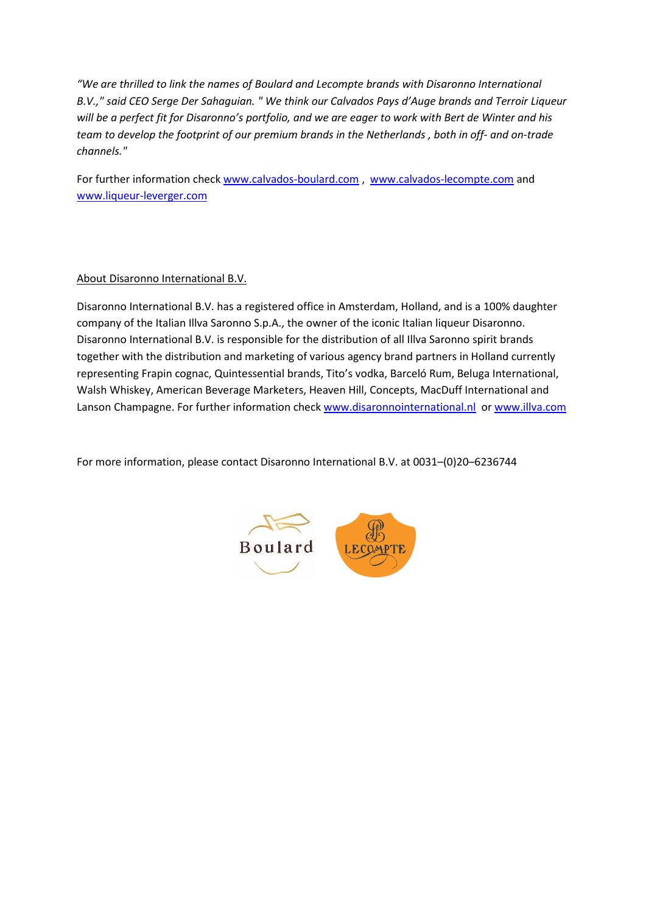*"We are thrilled to link the names of Boulard and Lecompte brands with Disaronno International B.V.," said CEO Serge Der Sahaguian. " We think our Calvados Pays d'Auge brands and Terroir Liqueur will be a perfect fit for Disaronno's portfolio, and we are eager to work with Bert de Winter and his team to develop the footprint of our premium brands in the Netherlands , both in off- and on-trade channels."*

For further information check www.calvados-boulard.com , www.calvados-lecompte.com and www.liqueur-leverger.com

About Disaronno International B.V.

Disaronno International B.V. has a registered office in Amsterdam, Holland, and is a 100% daughter company of the Italian Illva Saronno S.p.A., the owner of the iconic Italian liqueur Disaronno. Disaronno International B.V. is responsible for the distribution of all Illva Saronno spirit brands together with the distribution and marketing of various agency brand partners in Holland currently representing Frapin cognac, Quintessential brands, Tito's vodka, Barceló Rum, Beluga International, Walsh Whiskey, American Beverage Marketers, Heaven Hill, Concepts, MacDuff International and Lanson Champagne. For further information check www.disaronnointernational.nl or www.illva.com

For more information, please contact Disaronno International B.V. at 0031–(0)20–6236744